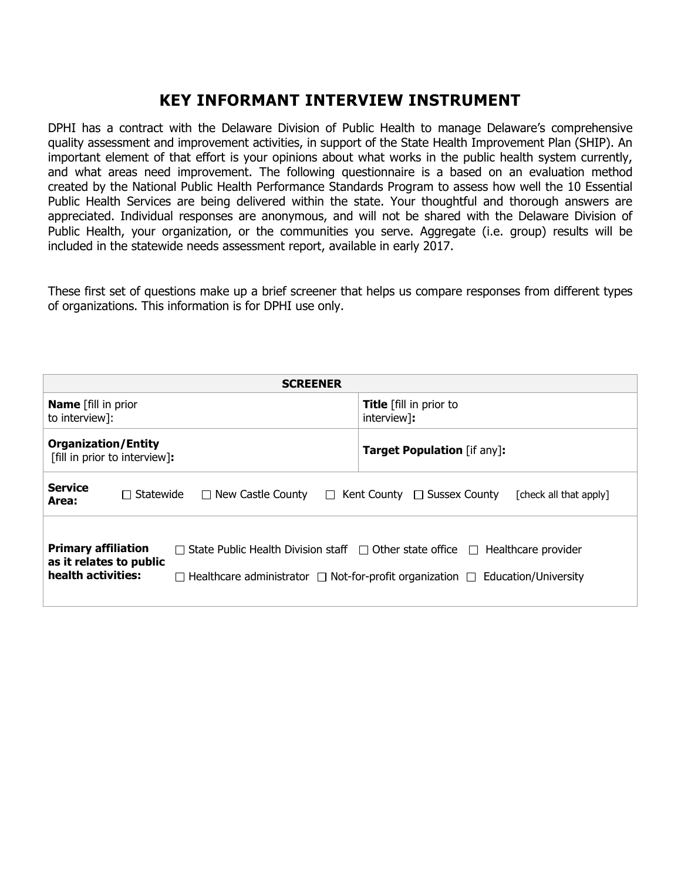# KEY INFORMANT INTERVIEW INSTRUMENT

DPHI has a contract with the Delaware Division of Public Health to manage Delaware's comprehensive quality assessment and improvement activities, in support of the State Health Improvement Plan (SHIP). An important element of that effort is your opinions about what works in the public health system currently, and what areas need improvement. The following questionnaire is a based on an evaluation method created by the National Public Health Performance Standards Program to assess how well the 10 Essential Public Health Services are being delivered within the state. Your thoughtful and thorough answers are appreciated. Individual responses are anonymous, and will not be shared with the Delaware Division of Public Health, your organization, or the communities you serve. Aggregate (i.e. group) results will be included in the statewide needs assessment report, available in early 2017.

These first set of questions make up a brief screener that helps us compare responses from different types of organizations. This information is for DPHI use only.

| **SCREENER** | |
|---|---|
| **Name** [fill in prior to interview]: | **Title** [fill in prior to interview]**:** |
| **Organization/Entity** [fill in prior to interview]**:** | **Target Population** [if any]**:** |
| **Service Area:** ☐ Statewide ☐ New Castle County ☐ Kent County ☐ Sussex County [check all that apply] | |
| **Primary affiliation as it relates to public health activities:** ☐ State Public Health Division staff ☐ Other state office ☐ Healthcare provider ☐ Healthcare administrator ☐ Not-for-profit organization ☐ Education/University | |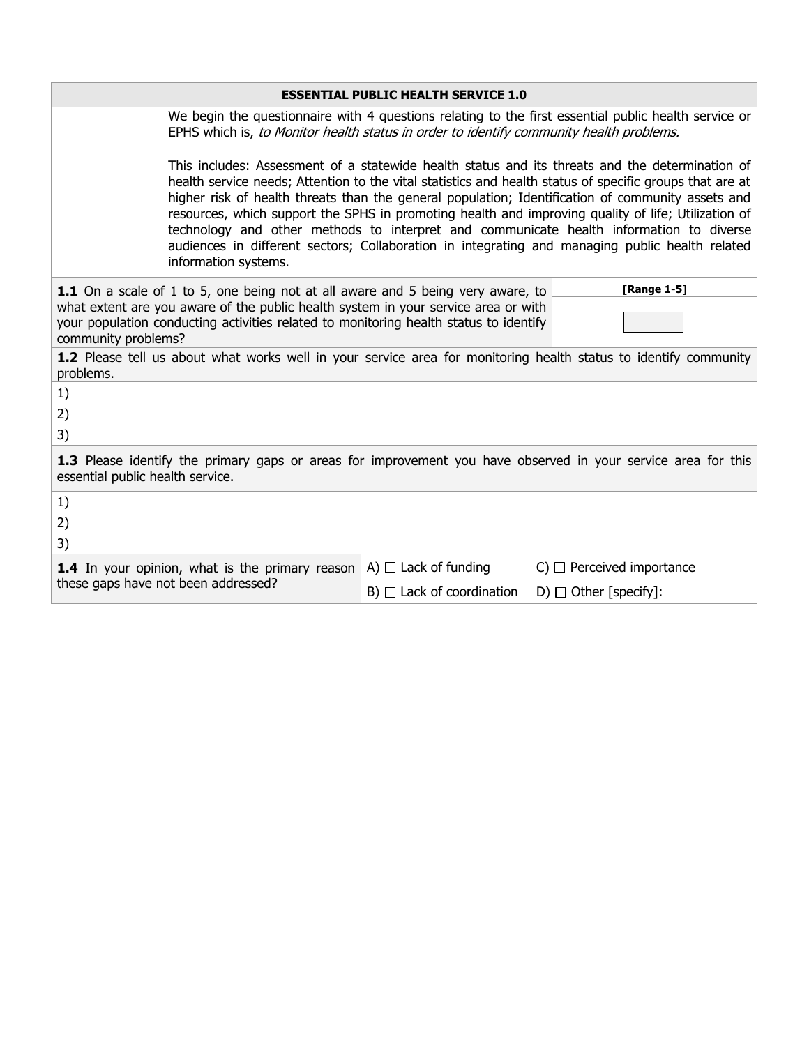| ESSENTIAL PUBLIC HEALTH SERVICE 1.0 |
|---|

We begin the questionnaire with 4 questions relating to the first essential public health service or EPHS which is, *to Monitor health status in order to identify community health problems.*

This includes: Assessment of a statewide health status and its threats and the determination of health service needs; Attention to the vital statistics and health status of specific groups that are at higher risk of health threats than the general population; Identification of community assets and resources, which support the SPHS in promoting health and improving quality of life; Utilization of technology and other methods to interpret and communicate health information to diverse audiences in different sectors; Collaboration in integrating and managing public health related information systems.

| **1.1** On a scale of 1 to 5, one being not at all aware and 5 being very aware, to what extent are you aware of the public health system in your service area or with your population conducting activities related to monitoring health status to identify community problems? | **[Range 1-5]** |
|---|---|
| | |

**1.2** Please tell us about what works well in your service area for monitoring health status to identify community problems.

1)

2)

3)

**1.3** Please identify the primary gaps or areas for improvement you have observed in your service area for this essential public health service.

1)

2)

3)

| **1.4** In your opinion, what is the primary reason these gaps have not been addressed? | A) ☐ Lack of funding | C) ☐ Perceived importance |
|---|---|---|
| | B) ☐ Lack of coordination | D) ☐ Other [specify]: |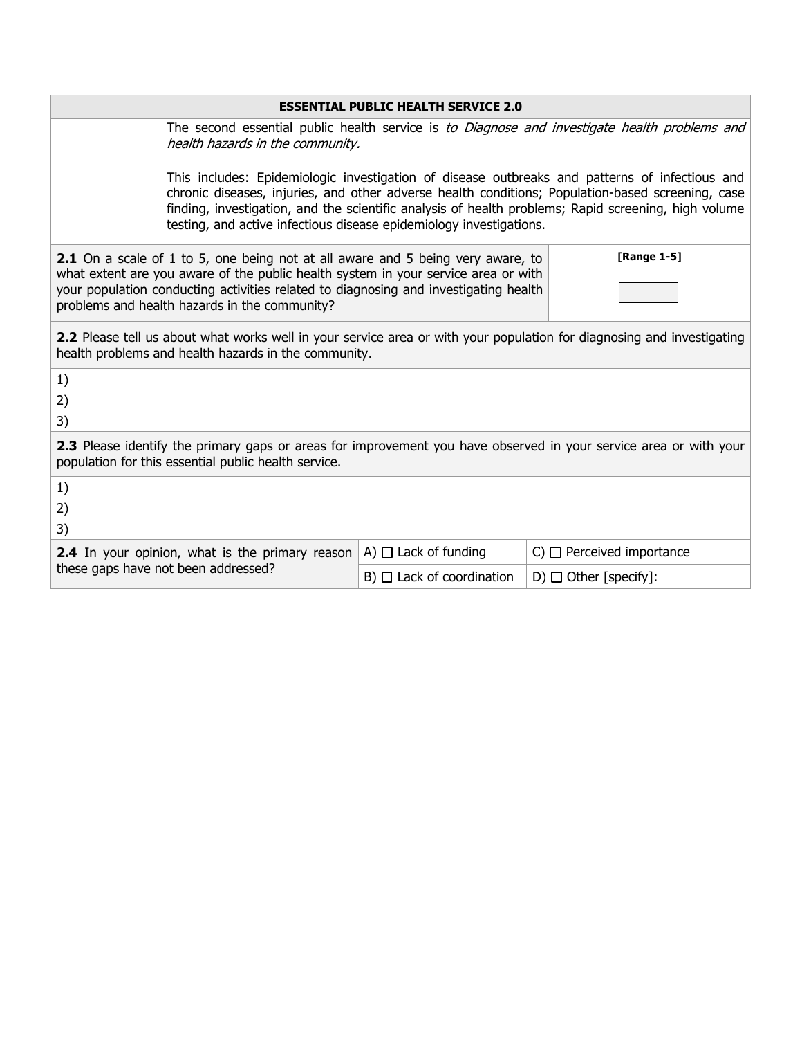## ESSENTIAL PUBLIC HEALTH SERVICE 2.0

The second essential public health service is *to Diagnose and investigate health problems and health hazards in the community.*

This includes: Epidemiologic investigation of disease outbreaks and patterns of infectious and chronic diseases, injuries, and other adverse health conditions; Population-based screening, case finding, investigation, and the scientific analysis of health problems; Rapid screening, high volume testing, and active infectious disease epidemiology investigations.

| **2.1** On a scale of 1 to 5, one being not at all aware and 5 being very aware, to what extent are you aware of the public health system in your service area or with your population conducting activities related to diagnosing and investigating health problems and health hazards in the community? | **[Range 1-5]** |
|---|---|
| | ☐ |

**2.2** Please tell us about what works well in your service area or with your population for diagnosing and investigating health problems and health hazards in the community.

1)

2)

3)

**2.3** Please identify the primary gaps or areas for improvement you have observed in your service area or with your population for this essential public health service.

1)

2)

3)

| **2.4** In your opinion, what is the primary reason these gaps have not been addressed? | A) ☐ Lack of funding | C) ☐ Perceived importance |
|---|---|---|
| | B) ☐ Lack of coordination | D) ☐ Other [specify]: |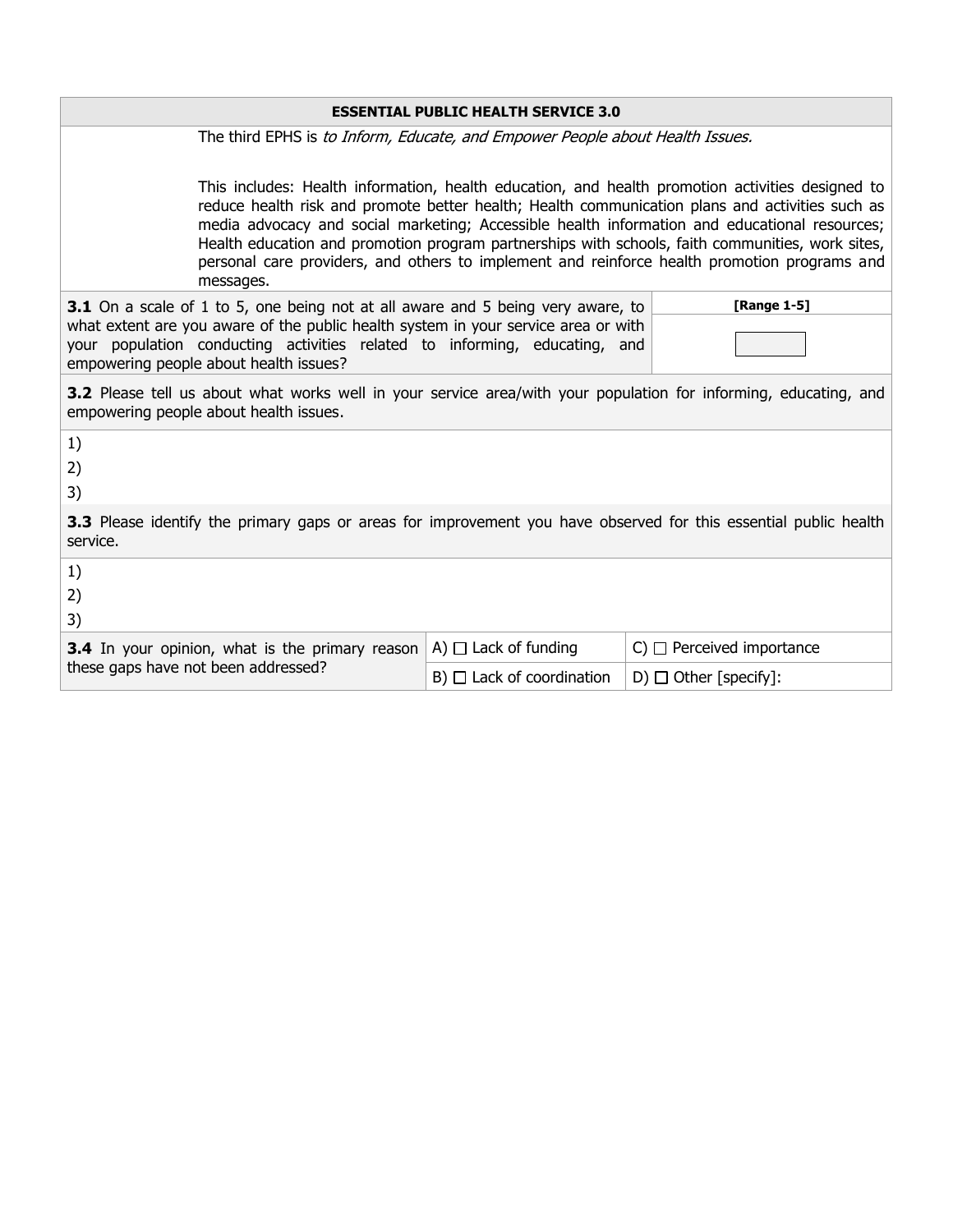## ESSENTIAL PUBLIC HEALTH SERVICE 3.0

The third EPHS is *to Inform, Educate, and Empower People about Health Issues.*

This includes: Health information, health education, and health promotion activities designed to reduce health risk and promote better health; Health communication plans and activities such as media advocacy and social marketing; Accessible health information and educational resources; Health education and promotion program partnerships with schools, faith communities, work sites, personal care providers, and others to implement and reinforce health promotion programs and messages.

| **3.1** On a scale of 1 to 5, one being not at all aware and 5 being very aware, to what extent are you aware of the public health system in your service area or with your population conducting activities related to informing, educating, and empowering people about health issues? | **[Range 1-5]** |
|---|---|
| | ☐ |

**3.2** Please tell us about what works well in your service area/with your population for informing, educating, and empowering people about health issues.

1)
2)
3)

**3.3** Please identify the primary gaps or areas for improvement you have observed for this essential public health service.

1)
2)
3)

| **3.4** In your opinion, what is the primary reason these gaps have not been addressed? | A) ☐ Lack of funding | C) ☐ Perceived importance |
|---|---|---|
| | B) ☐ Lack of coordination | D) ☐ Other [specify]: |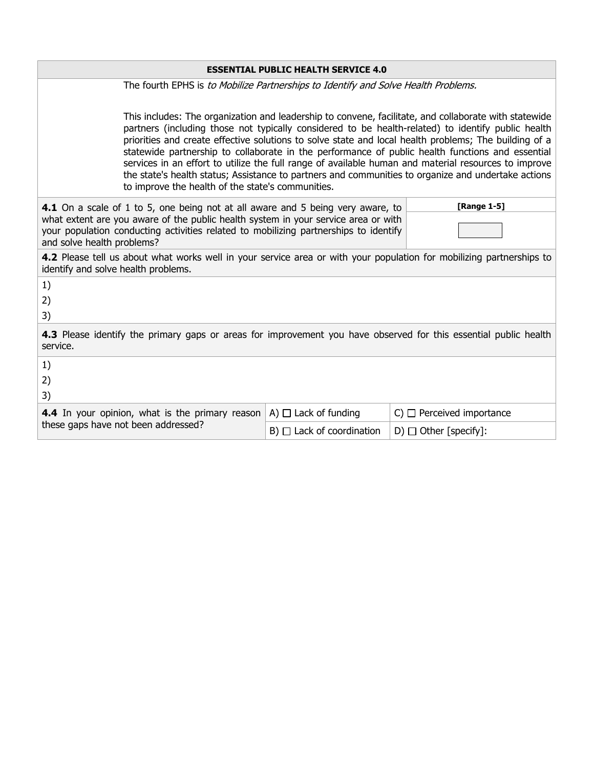## ESSENTIAL PUBLIC HEALTH SERVICE 4.0

The fourth EPHS is *to Mobilize Partnerships to Identify and Solve Health Problems.*

This includes: The organization and leadership to convene, facilitate, and collaborate with statewide partners (including those not typically considered to be health-related) to identify public health priorities and create effective solutions to solve state and local health problems; The building of a statewide partnership to collaborate in the performance of public health functions and essential services in an effort to utilize the full range of available human and material resources to improve the state's health status; Assistance to partners and communities to organize and undertake actions to improve the health of the state's communities.

| | |
|---|---|
| **4.1** On a scale of 1 to 5, one being not at all aware and 5 being very aware, to what extent are you aware of the public health system in your service area or with your population conducting activities related to mobilizing partnerships to identify and solve health problems? | **[Range 1-5]** |

**4.2** Please tell us about what works well in your service area or with your population for mobilizing partnerships to identify and solve health problems.

1)

2)

3)

**4.3** Please identify the primary gaps or areas for improvement you have observed for this essential public health service.

1)

2)

3)

| **4.4** In your opinion, what is the primary reason these gaps have not been addressed? | A) ☐ Lack of funding | C) ☐ Perceived importance |
|---|---|---|
| | B) ☐ Lack of coordination | D) ☐ Other [specify]: |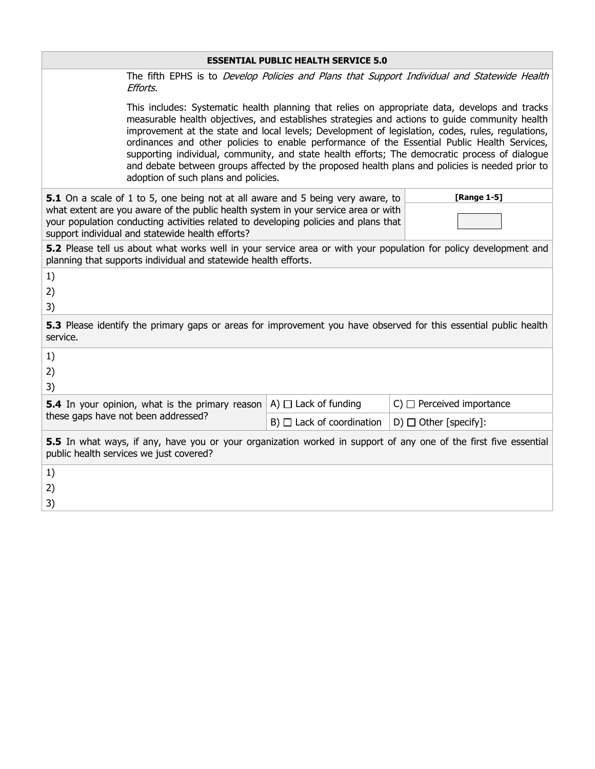## ESSENTIAL PUBLIC HEALTH SERVICE 5.0

The fifth EPHS is to *Develop Policies and Plans that Support Individual and Statewide Health Efforts.*

This includes: Systematic health planning that relies on appropriate data, develops and tracks measurable health objectives, and establishes strategies and actions to guide community health improvement at the state and local levels; Development of legislation, codes, rules, regulations, ordinances and other policies to enable performance of the Essential Public Health Services, supporting individual, community, and state health efforts; The democratic process of dialogue and debate between groups affected by the proposed health plans and policies is needed prior to adoption of such plans and policies.

| **5.1** On a scale of 1 to 5, one being not at all aware and 5 being very aware, to what extent are you aware of the public health system in your service area or with your population conducting activities related to developing policies and plans that support individual and statewide health efforts? | **[Range 1-5]** |
|---|---|
| | ☐ |

**5.2** Please tell us about what works well in your service area or with your population for policy development and planning that supports individual and statewide health efforts.

1)
2)
3)

**5.3** Please identify the primary gaps or areas for improvement you have observed for this essential public health service.

1)
2)
3)

| **5.4** In your opinion, what is the primary reason these gaps have not been addressed? | A) ☐ Lack of funding | C) ☐ Perceived importance |
|---|---|---|
| | B) ☐ Lack of coordination | D) ☐ Other [specify]: |

**5.5** In what ways, if any, have you or your organization worked in support of any one of the first five essential public health services we just covered?

1)
2)
3)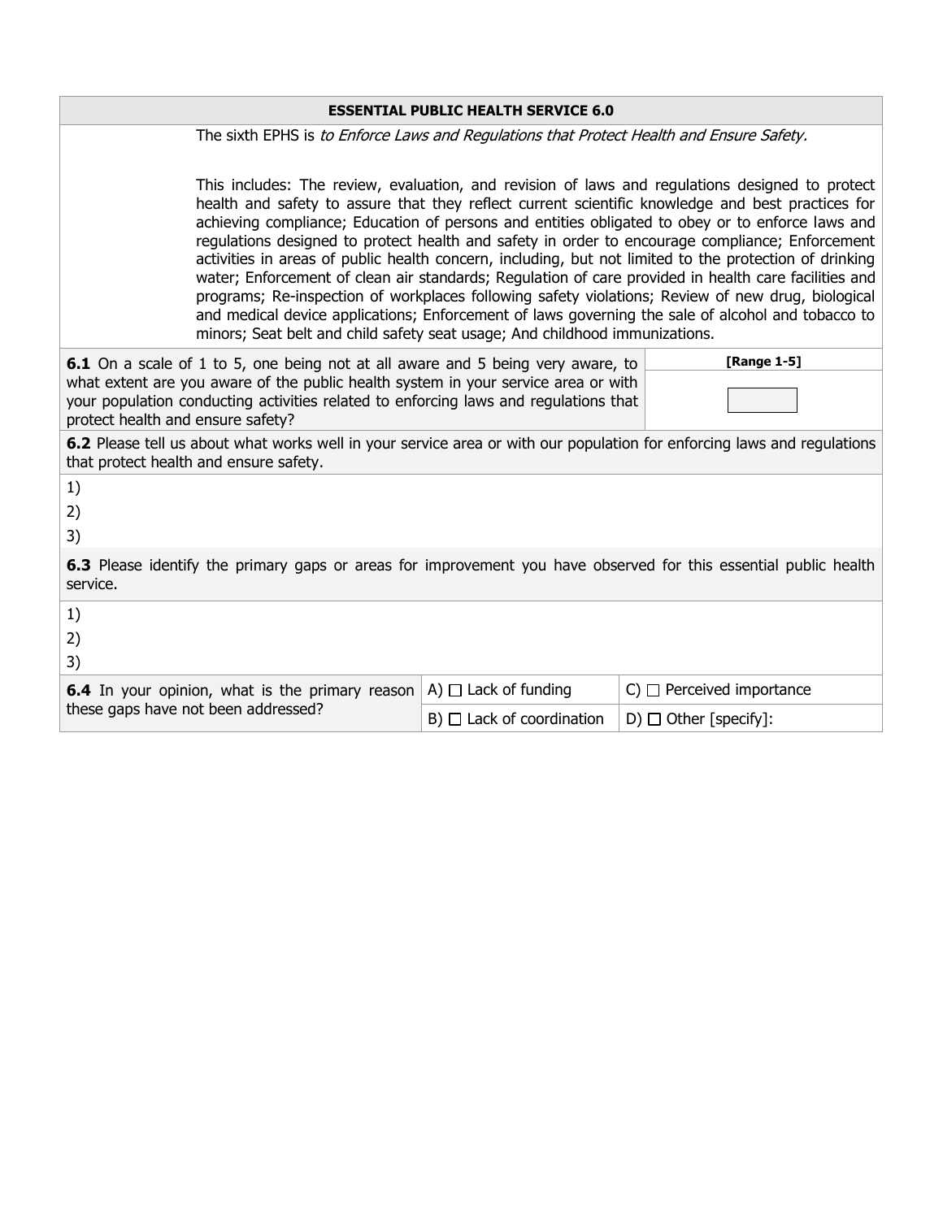## ESSENTIAL PUBLIC HEALTH SERVICE 6.0

The sixth EPHS is *to Enforce Laws and Regulations that Protect Health and Ensure Safety.*

This includes: The review, evaluation, and revision of laws and regulations designed to protect health and safety to assure that they reflect current scientific knowledge and best practices for achieving compliance; Education of persons and entities obligated to obey or to enforce laws and regulations designed to protect health and safety in order to encourage compliance; Enforcement activities in areas of public health concern, including, but not limited to the protection of drinking water; Enforcement of clean air standards; Regulation of care provided in health care facilities and programs; Re-inspection of workplaces following safety violations; Review of new drug, biological and medical device applications; Enforcement of laws governing the sale of alcohol and tobacco to minors; Seat belt and child safety seat usage; And childhood immunizations.

| **6.1** On a scale of 1 to 5, one being not at all aware and 5 being very aware, to what extent are you aware of the public health system in your service area or with your population conducting activities related to enforcing laws and regulations that protect health and ensure safety? | **[Range 1-5]** |
|---|---|

**6.2** Please tell us about what works well in your service area or with our population for enforcing laws and regulations that protect health and ensure safety.

1)
2)
3)

**6.3** Please identify the primary gaps or areas for improvement you have observed for this essential public health service.

1)
2)
3)

| **6.4** In your opinion, what is the primary reason these gaps have not been addressed? | A) ☐ Lack of funding | C) ☐ Perceived importance |
|---|---|---|
| | B) ☐ Lack of coordination | D) ☐ Other [specify]: |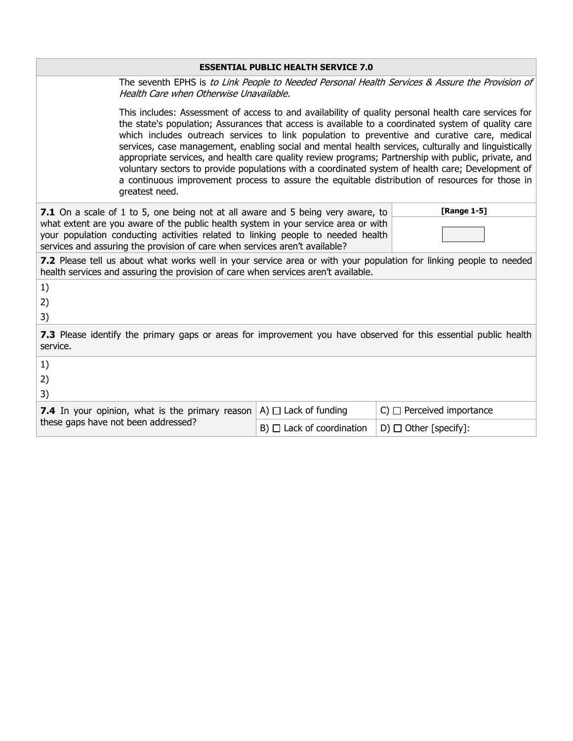## ESSENTIAL PUBLIC HEALTH SERVICE 7.0

The seventh EPHS is *to Link People to Needed Personal Health Services & Assure the Provision of Health Care when Otherwise Unavailable.*

This includes: Assessment of access to and availability of quality personal health care services for the state's population; Assurances that access is available to a coordinated system of quality care which includes outreach services to link population to preventive and curative care, medical services, case management, enabling social and mental health services, culturally and linguistically appropriate services, and health care quality review programs; Partnership with public, private, and voluntary sectors to provide populations with a coordinated system of health care; Development of a continuous improvement process to assure the equitable distribution of resources for those in greatest need.

| | |
|---|---|
| **7.1** On a scale of 1 to 5, one being not at all aware and 5 being very aware, to what extent are you aware of the public health system in your service area or with your population conducting activities related to linking people to needed health services and assuring the provision of care when services aren't available? | **[Range 1-5]** |

**7.2** Please tell us about what works well in your service area or with your population for linking people to needed health services and assuring the provision of care when services aren't available.

1)

2)

3)

**7.3** Please identify the primary gaps or areas for improvement you have observed for this essential public health service.

1)

2)

3)

| | | |
|---|---|---|
| **7.4** In your opinion, what is the primary reason these gaps have not been addressed? | A) ☐ Lack of funding | C) ☐ Perceived importance |
| | B) ☐ Lack of coordination | D) ☐ Other [specify]: |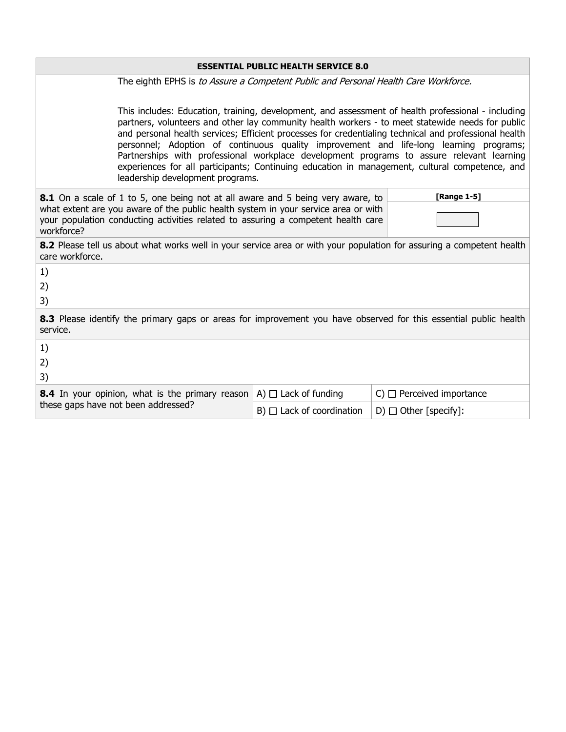| ESSENTIAL PUBLIC HEALTH SERVICE 8.0 | | |
|---|---|---|

The eighth EPHS is *to Assure a Competent Public and Personal Health Care Workforce.*

This includes: Education, training, development, and assessment of health professional - including partners, volunteers and other lay community health workers - to meet statewide needs for public and personal health services; Efficient processes for credentialing technical and professional health personnel; Adoption of continuous quality improvement and life-long learning programs; Partnerships with professional workplace development programs to assure relevant learning experiences for all participants; Continuing education in management, cultural competence, and leadership development programs.

| Question | [Range 1-5] |
|---|---|
| **8.1** On a scale of 1 to 5, one being not at all aware and 5 being very aware, to what extent are you aware of the public health system in your service area or with your population conducting activities related to assuring a competent health care workforce? | ☐ |

**8.2** Please tell us about what works well in your service area or with your population for assuring a competent health care workforce.

1)
2)
3)

**8.3** Please identify the primary gaps or areas for improvement you have observed for this essential public health service.

1)
2)
3)

| Question | | |
|---|---|---|
| **8.4** In your opinion, what is the primary reason these gaps have not been addressed? | A) ☐ Lack of funding | C) ☐ Perceived importance |
| | B) ☐ Lack of coordination | D) ☐ Other [specify]: |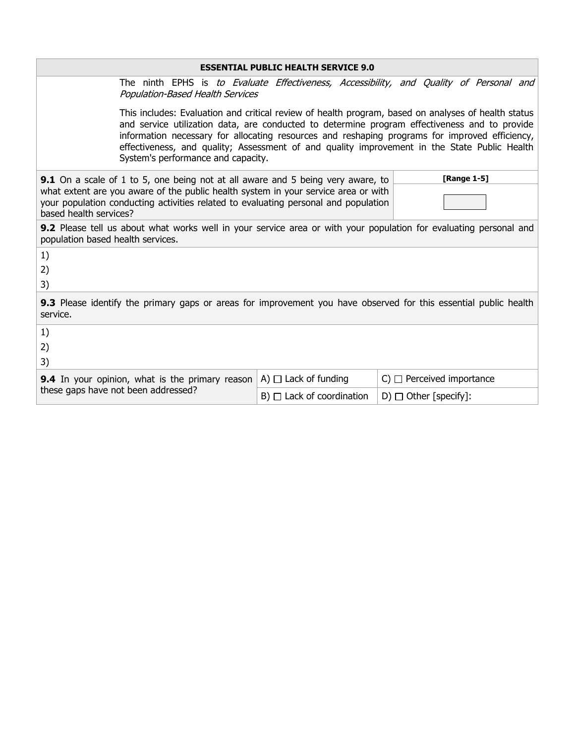## ESSENTIAL PUBLIC HEALTH SERVICE 9.0

The ninth EPHS is *to Evaluate Effectiveness, Accessibility, and Quality of Personal and Population-Based Health Services*

This includes: Evaluation and critical review of health program, based on analyses of health status and service utilization data, are conducted to determine program effectiveness and to provide information necessary for allocating resources and reshaping programs for improved efficiency, effectiveness, and quality; Assessment of and quality improvement in the State Public Health System's performance and capacity.

| | **[Range 1-5]** |
|---|---|
| **9.1** On a scale of 1 to 5, one being not at all aware and 5 being very aware, to what extent are you aware of the public health system in your service area or with your population conducting activities related to evaluating personal and population based health services? | ☐ |

**9.2** Please tell us about what works well in your service area or with your population for evaluating personal and population based health services.

1)

2)

3)

**9.3** Please identify the primary gaps or areas for improvement you have observed for this essential public health service.

1)

2)

3)

| **9.4** In your opinion, what is the primary reason these gaps have not been addressed? | A) ☐ Lack of funding | C) ☐ Perceived importance |
|---|---|---|
| | B) ☐ Lack of coordination | D) ☐ Other [specify]: |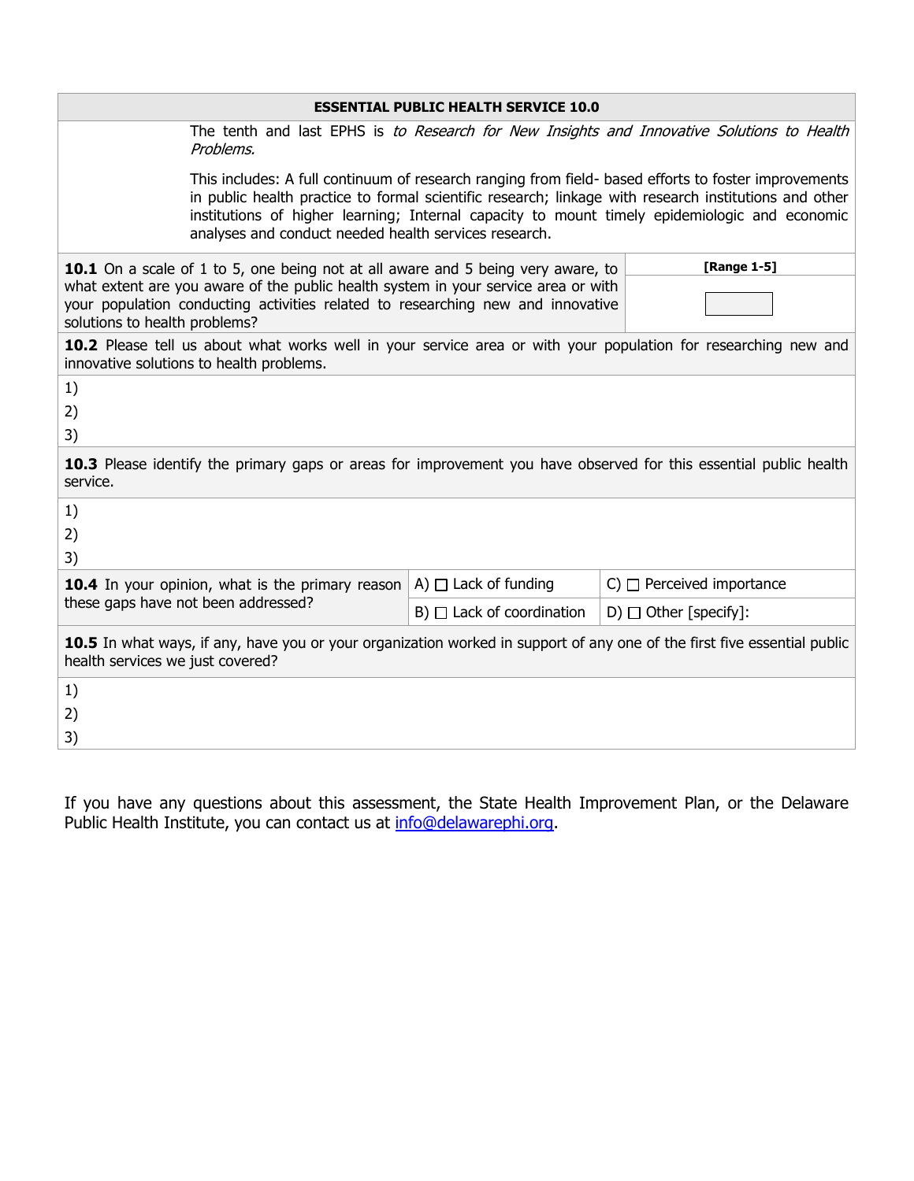| ESSENTIAL PUBLIC HEALTH SERVICE 10.0 | | |
|---|---|---|
| The tenth and last EPHS is *to Research for New Insights and Innovative Solutions to Health Problems.*<br><br>This includes: A full continuum of research ranging from field- based efforts to foster improvements in public health practice to formal scientific research; linkage with research institutions and other institutions of higher learning; Internal capacity to mount timely epidemiologic and economic analyses and conduct needed health services research. | | |
| **10.1** On a scale of 1 to 5, one being not at all aware and 5 being very aware, to what extent are you aware of the public health system in your service area or with your population conducting activities related to researching new and innovative solutions to health problems? | **[Range 1-5]** | |
| **10.2** Please tell us about what works well in your service area or with your population for researching new and innovative solutions to health problems. | | |
| 1)<br>2)<br>3) | | |
| **10.3** Please identify the primary gaps or areas for improvement you have observed for this essential public health service. | | |
| 1)<br>2)<br>3) | | |
| **10.4** In your opinion, what is the primary reason these gaps have not been addressed? | A) ☐ Lack of funding | C) ☐ Perceived importance |
| | B) ☐ Lack of coordination | D) ☐ Other [specify]: |
| **10.5** In what ways, if any, have you or your organization worked in support of any one of the first five essential public health services we just covered? | | |
| 1)<br>2)<br>3) | | |

If you have any questions about this assessment, the State Health Improvement Plan, or the Delaware Public Health Institute, you can contact us at info@delawarephi.org.